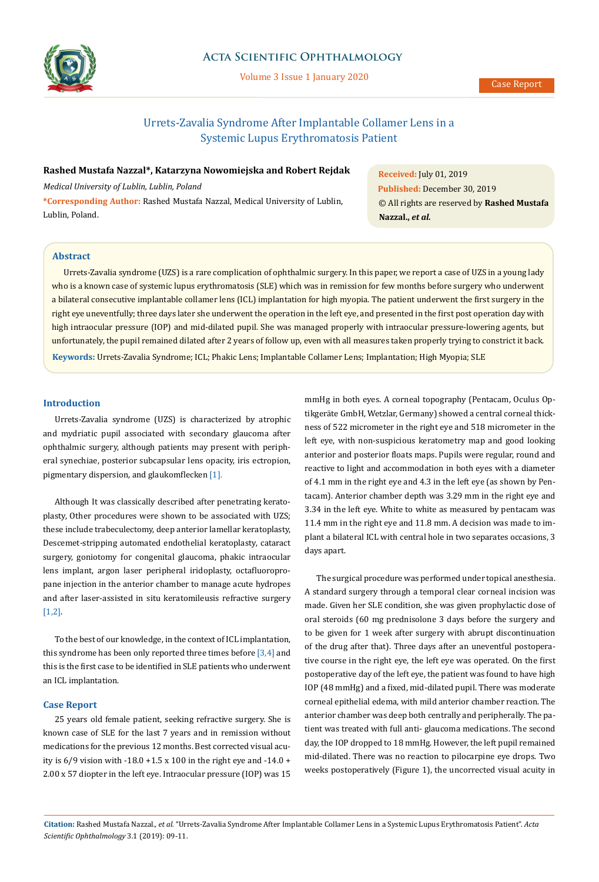Case Report

# Urrets-Zavalia Syndrome After Implantable Collamer Lens in a Systemic Lupus Erythromatosis Patient

**Rashed Mustafa Nazzal\*, Katarzyna Nowomiejska and Robert Rejdak**

*Medical University of Lublin, Lublin, Poland*

**\*Corresponding Author:** Rashed Mustafa Nazzal, Medical University of Lublin, Lublin, Poland.

**Received:** July 01, 2019
**Published:** December 30, 2019
© All rights are reserved by **Rashed Mustafa Nazzal., *et al.***

## Abstract

Urrets-Zavalia syndrome (UZS) is a rare complication of ophthalmic surgery. In this paper, we report a case of UZS in a young lady who is a known case of systemic lupus erythromatosis (SLE) which was in remission for few months before surgery who underwent a bilateral consecutive implantable collamer lens (ICL) implantation for high myopia. The patient underwent the first surgery in the right eye uneventfully; three days later she underwent the operation in the left eye, and presented in the first post operation day with high intraocular pressure (IOP) and mid-dilated pupil. She was managed properly with intraocular pressure-lowering agents, but unfortunately, the pupil remained dilated after 2 years of follow up, even with all measures taken properly trying to constrict it back.

**Keywords:** Urrets-Zavalia Syndrome; ICL; Phakic Lens; Implantable Collamer Lens; Implantation; High Myopia; SLE

## Introduction

Urrets-Zavalia syndrome (UZS) is characterized by atrophic and mydriatic pupil associated with secondary glaucoma after ophthalmic surgery, although patients may present with peripheral synechiae, posterior subcapsular lens opacity, iris ectropion, pigmentary dispersion, and glaukomflecken [1].

Although It was classically described after penetrating keratoplasty, Other procedures were shown to be associated with UZS; these include trabeculectomy, deep anterior lamellar keratoplasty, Descemet-stripping automated endothelial keratoplasty, cataract surgery, goniotomy for congenital glaucoma, phakic intraocular lens implant, argon laser peripheral iridoplasty, octafluoropropane injection in the anterior chamber to manage acute hydropes and after laser-assisted in situ keratomileusis refractive surgery [1,2].

To the best of our knowledge, in the context of ICL implantation, this syndrome has been only reported three times before [3,4] and this is the first case to be identified in SLE patients who underwent an ICL implantation.

## Case Report

25 years old female patient, seeking refractive surgery. She is known case of SLE for the last 7 years and in remission without medications for the previous 12 months. Best corrected visual acuity is 6/9 vision with -18.0 +1.5 x 100 in the right eye and -14.0 + 2.00 x 57 diopter in the left eye. Intraocular pressure (IOP) was 15 mmHg in both eyes. A corneal topography (Pentacam, Oculus Optikgeräte GmbH, Wetzlar, Germany) showed a central corneal thickness of 522 micrometer in the right eye and 518 micrometer in the left eye, with non-suspicious keratometry map and good looking anterior and posterior floats maps. Pupils were regular, round and reactive to light and accommodation in both eyes with a diameter of 4.1 mm in the right eye and 4.3 in the left eye (as shown by Pentacam). Anterior chamber depth was 3.29 mm in the right eye and 3.34 in the left eye. White to white as measured by pentacam was 11.4 mm in the right eye and 11.8 mm. A decision was made to implant a bilateral ICL with central hole in two separates occasions, 3 days apart.

The surgical procedure was performed under topical anesthesia. A standard surgery through a temporal clear corneal incision was made. Given her SLE condition, she was given prophylactic dose of oral steroids (60 mg prednisolone 3 days before the surgery and to be given for 1 week after surgery with abrupt discontinuation of the drug after that). Three days after an uneventful postoperative course in the right eye, the left eye was operated. On the first postoperative day of the left eye, the patient was found to have high IOP (48 mmHg) and a fixed, mid-dilated pupil. There was moderate corneal epithelial edema, with mild anterior chamber reaction. The anterior chamber was deep both centrally and peripherally. The patient was treated with full anti- glaucoma medications. The second day, the IOP dropped to 18 mmHg. However, the left pupil remained mid-dilated. There was no reaction to pilocarpine eye drops. Two weeks postoperatively (Figure 1), the uncorrected visual acuity in

**Citation:** Rashed Mustafa Nazzal., *et al.* "Urrets-Zavalia Syndrome After Implantable Collamer Lens in a Systemic Lupus Erythromatosis Patient". *Acta Scientific Ophthalmology* 3.1 (2019): 09-11.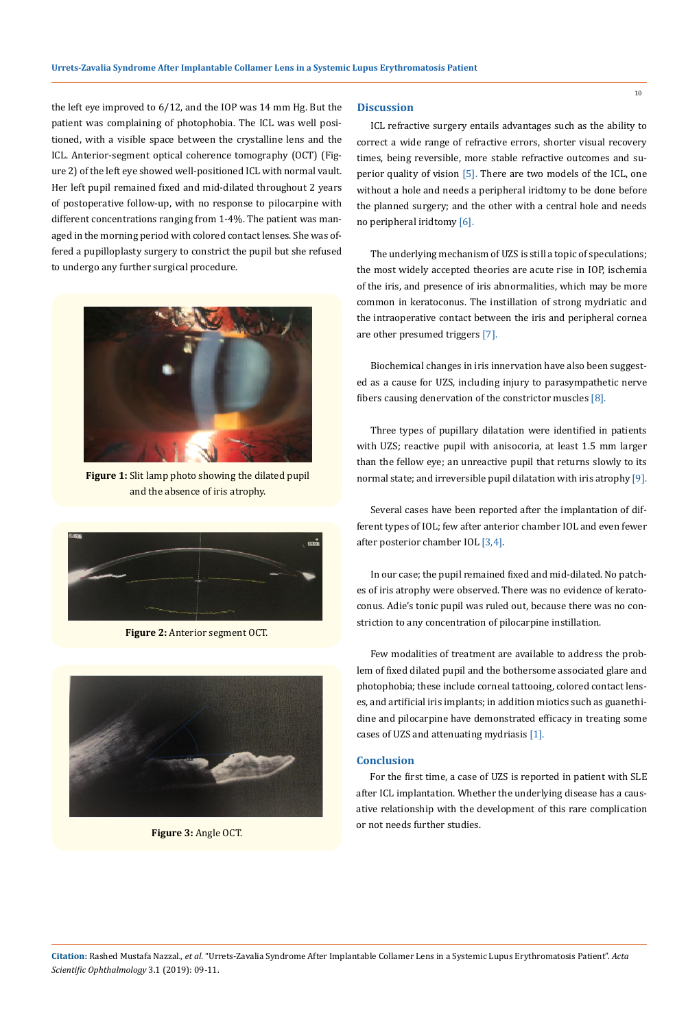the left eye improved to 6/12, and the IOP was 14 mm Hg. But the patient was complaining of photophobia. The ICL was well positioned, with a visible space between the crystalline lens and the ICL. Anterior-segment optical coherence tomography (OCT) (Figure 2) of the left eye showed well-positioned ICL with normal vault. Her left pupil remained fixed and mid-dilated throughout 2 years of postoperative follow-up, with no response to pilocarpine with different concentrations ranging from 1-4%. The patient was managed in the morning period with colored contact lenses. She was offered a pupilloplasty surgery to constrict the pupil but she refused to undergo any further surgical procedure.

**Figure 1:** Slit lamp photo showing the dilated pupil and the absence of iris atrophy.

**Figure 2:** Anterior segment OCT.

**Figure 3:** Angle OCT.

## Discussion

ICL refractive surgery entails advantages such as the ability to correct a wide range of refractive errors, shorter visual recovery times, being reversible, more stable refractive outcomes and superior quality of vision [5]. There are two models of the ICL, one without a hole and needs a peripheral iridtomy to be done before the planned surgery; and the other with a central hole and needs no peripheral iridtomy [6].

The underlying mechanism of UZS is still a topic of speculations; the most widely accepted theories are acute rise in IOP, ischemia of the iris, and presence of iris abnormalities, which may be more common in keratoconus. The instillation of strong mydriatic and the intraoperative contact between the iris and peripheral cornea are other presumed triggers [7].

Biochemical changes in iris innervation have also been suggested as a cause for UZS, including injury to parasympathetic nerve fibers causing denervation of the constrictor muscles [8].

Three types of pupillary dilatation were identified in patients with UZS; reactive pupil with anisocoria, at least 1.5 mm larger than the fellow eye; an unreactive pupil that returns slowly to its normal state; and irreversible pupil dilatation with iris atrophy [9].

Several cases have been reported after the implantation of different types of IOL; few after anterior chamber IOL and even fewer after posterior chamber IOL [3,4].

In our case; the pupil remained fixed and mid-dilated. No patches of iris atrophy were observed. There was no evidence of keratoconus. Adie's tonic pupil was ruled out, because there was no constriction to any concentration of pilocarpine instillation.

Few modalities of treatment are available to address the problem of fixed dilated pupil and the bothersome associated glare and photophobia; these include corneal tattooing, colored contact lenses, and artificial iris implants; in addition miotics such as guanethidine and pilocarpine have demonstrated efficacy in treating some cases of UZS and attenuating mydriasis [1].

## Conclusion

For the first time, a case of UZS is reported in patient with SLE after ICL implantation. Whether the underlying disease has a causative relationship with the development of this rare complication or not needs further studies.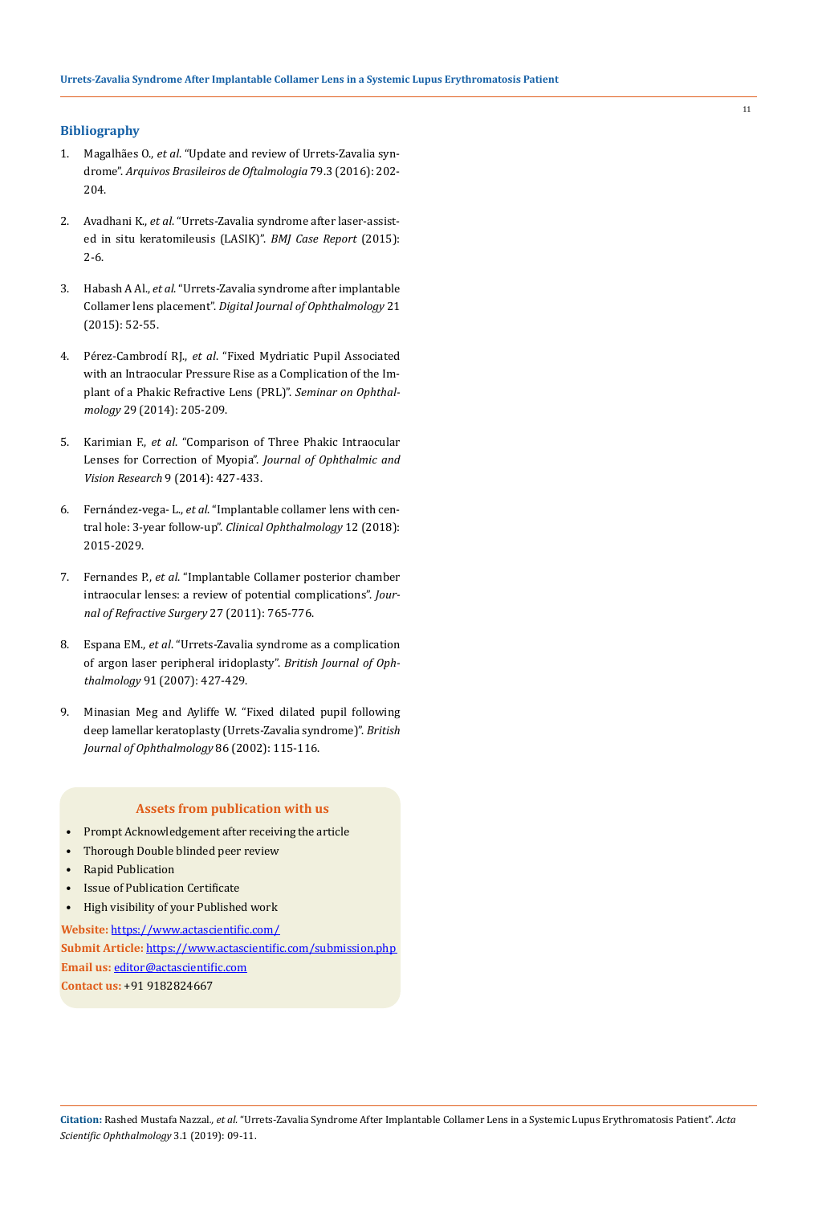## Bibliography

1. Magalhães O., *et al*. "Update and review of Urrets-Zavalia syndrome". *Arquivos Brasileiros de Oftalmologia* 79.3 (2016): 202-204.

2. Avadhani K., *et al*. "Urrets-Zavalia syndrome after laser-assisted in situ keratomileusis (LASIK)". *BMJ Case Report* (2015): 2-6.

3. Habash A Al., *et al*. "Urrets-Zavalia syndrome after implantable Collamer lens placement". *Digital Journal of Ophthalmology* 21 (2015): 52-55.

4. Pérez-Cambrodí RJ., *et al*. "Fixed Mydriatic Pupil Associated with an Intraocular Pressure Rise as a Complication of the Implant of a Phakic Refractive Lens (PRL)". *Seminar on Ophthalmology* 29 (2014): 205-209.

5. Karimian F., *et al*. "Comparison of Three Phakic Intraocular Lenses for Correction of Myopia". *Journal of Ophthalmic and Vision Research* 9 (2014): 427-433.

6. Fernández-vega- L., *et al*. "Implantable collamer lens with central hole: 3-year follow-up". *Clinical Ophthalmology* 12 (2018): 2015-2029.

7. Fernandes P., *et al*. "Implantable Collamer posterior chamber intraocular lenses: a review of potential complications". *Journal of Refractive Surgery* 27 (2011): 765-776.

8. Espana EM., *et al*. "Urrets-Zavalia syndrome as a complication of argon laser peripheral iridoplasty". *British Journal of Ophthalmology* 91 (2007): 427-429.

9. Minasian Meg and Ayliffe W. "Fixed dilated pupil following deep lamellar keratoplasty (Urrets-Zavalia syndrome)". *British Journal of Ophthalmology* 86 (2002): 115-116.

### Assets from publication with us

- Prompt Acknowledgement after receiving the article
- Thorough Double blinded peer review
- Rapid Publication
- Issue of Publication Certificate
- High visibility of your Published work

**Website:** https://www.actascientific.com/
**Submit Article:** https://www.actascientific.com/submission.php
**Email us:** editor@actascientific.com
**Contact us:** +91 9182824667